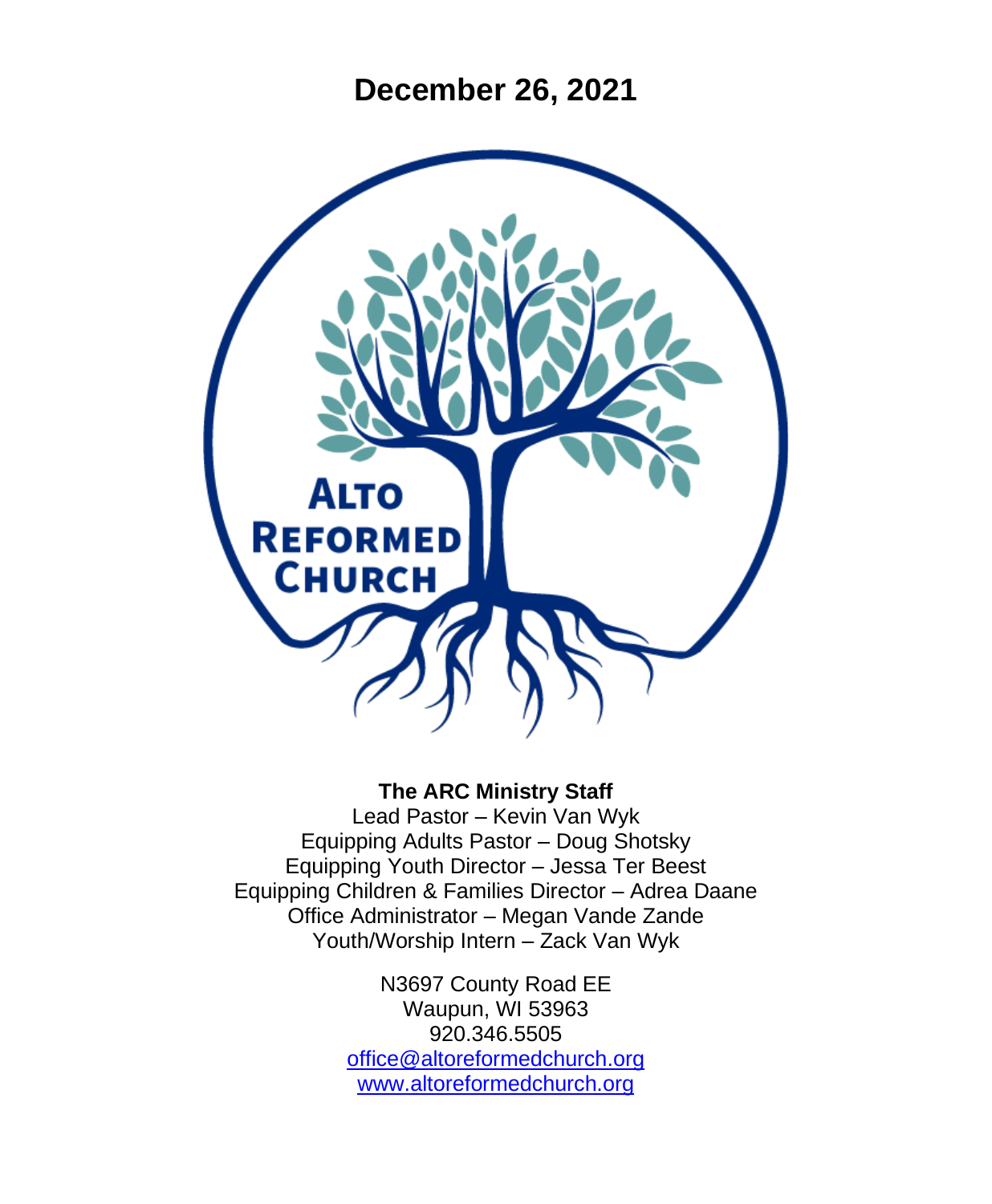# December 26, 2021

ALTO REFORMED CHURCH

**The ARC Ministry Staff**
Lead Pastor – Kevin Van Wyk
Equipping Adults Pastor – Doug Shotsky
Equipping Youth Director – Jessa Ter Beest
Equipping Children & Families Director – Adrea Daane
Office Administrator – Megan Vande Zande
Youth/Worship Intern – Zack Van Wyk

N3697 County Road EE
Waupun, WI 53963
920.346.5505
office@altoreformedchurch.org
www.altoreformedchurch.org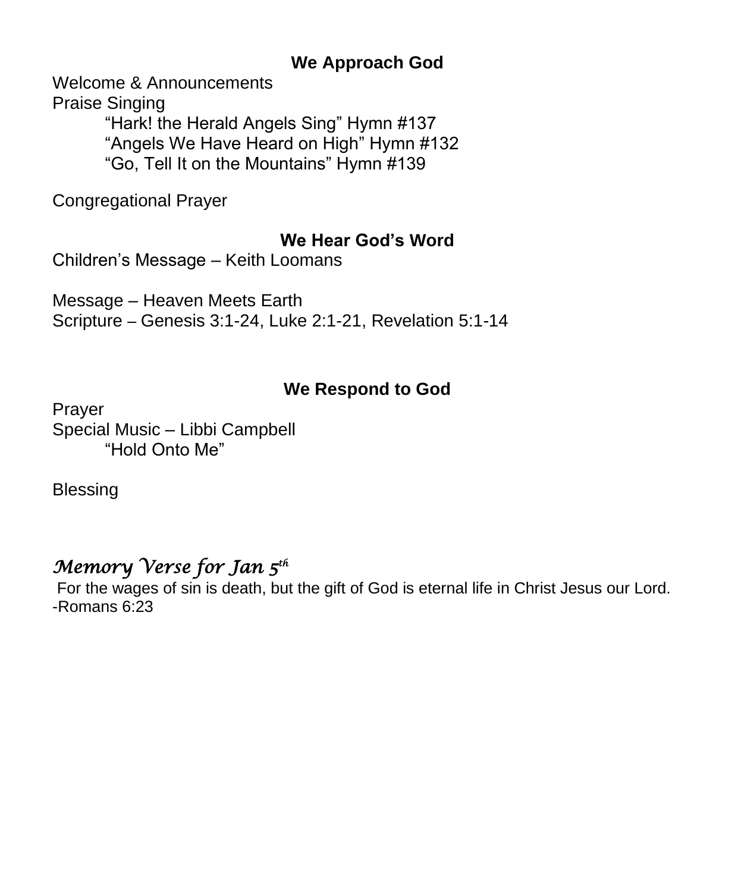## We Approach God

Welcome & Announcements
Praise Singing

> "Hark! the Herald Angels Sing" Hymn #137
> "Angels We Have Heard on High" Hymn #132
> "Go, Tell It on the Mountains" Hymn #139

Congregational Prayer

## We Hear God's Word

Children's Message – Keith Loomans

Message – Heaven Meets Earth
Scripture – Genesis 3:1-24, Luke 2:1-21, Revelation 5:1-14

## We Respond to God

Prayer
Special Music – Libbi Campbell

> "Hold Onto Me"

Blessing

### *Memory Verse for Jan 5th*

For the wages of sin is death, but the gift of God is eternal life in Christ Jesus our Lord.
-Romans 6:23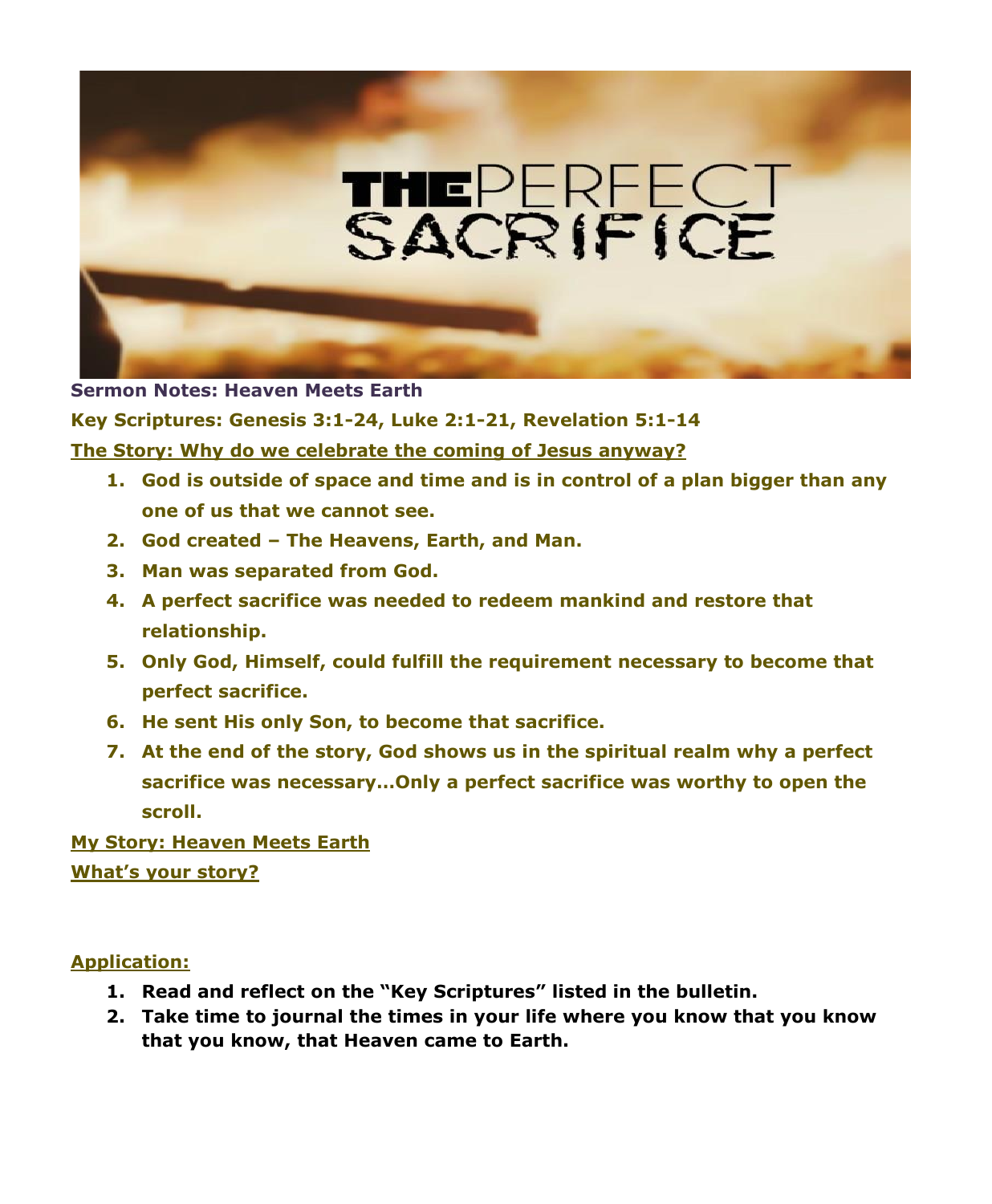THE PERFECT SACRIFICE

**Sermon Notes: Heaven Meets Earth**

**Key Scriptures: Genesis 3:1-24, Luke 2:1-21, Revelation 5:1-14**

**The Story: Why do we celebrate the coming of Jesus anyway?**

1. **God is outside of space and time and is in control of a plan bigger than any one of us that we cannot see.**
2. **God created – The Heavens, Earth, and Man.**
3. **Man was separated from God.**
4. **A perfect sacrifice was needed to redeem mankind and restore that relationship.**
5. **Only God, Himself, could fulfill the requirement necessary to become that perfect sacrifice.**
6. **He sent His only Son, to become that sacrifice.**
7. **At the end of the story, God shows us in the spiritual realm why a perfect sacrifice was necessary…Only a perfect sacrifice was worthy to open the scroll.**

**My Story: Heaven Meets Earth**

**What's your story?**

**Application:**

1. **Read and reflect on the "Key Scriptures" listed in the bulletin.**
2. **Take time to journal the times in your life where you know that you know that you know, that Heaven came to Earth.**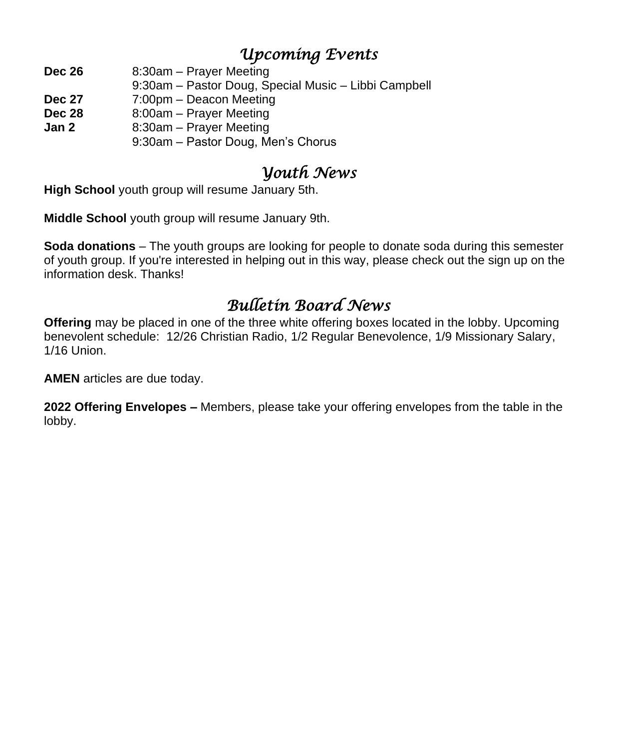## *Upcoming Events*

| | |
|---|---|
| **Dec 26** | 8:30am – Prayer Meeting |
| | 9:30am – Pastor Doug, Special Music – Libbi Campbell |
| **Dec 27** | 7:00pm – Deacon Meeting |
| **Dec 28** | 8:00am – Prayer Meeting |
| **Jan 2** | 8:30am – Prayer Meeting |
| | 9:30am – Pastor Doug, Men's Chorus |

## *Youth News*

**High School** youth group will resume January 5th.

**Middle School** youth group will resume January 9th.

**Soda donations** – The youth groups are looking for people to donate soda during this semester of youth group. If you're interested in helping out in this way, please check out the sign up on the information desk. Thanks!

## *Bulletin Board News*

**Offering** may be placed in one of the three white offering boxes located in the lobby. Upcoming benevolent schedule: 12/26 Christian Radio, 1/2 Regular Benevolence, 1/9 Missionary Salary, 1/16 Union.

**AMEN** articles are due today.

**2022 Offering Envelopes –** Members, please take your offering envelopes from the table in the lobby.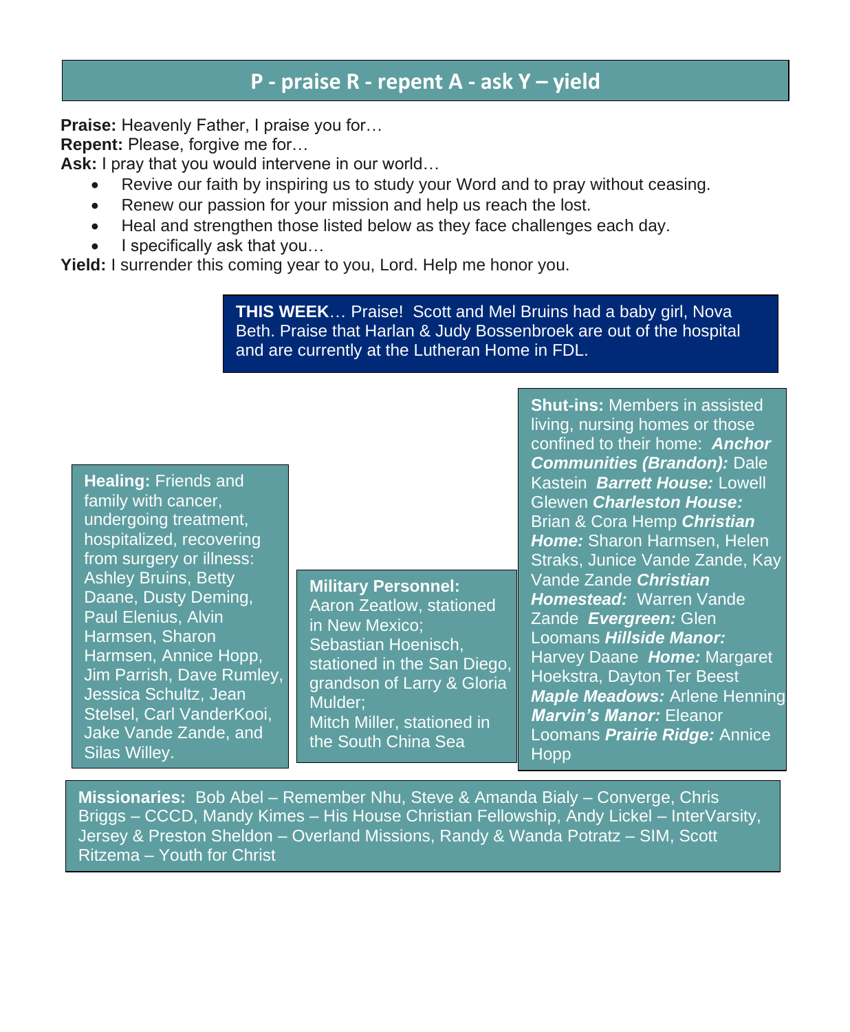## P - praise R - repent A - ask Y – yield

**Praise:** Heavenly Father, I praise you for…
**Repent:** Please, forgive me for…
**Ask:** I pray that you would intervene in our world…

- Revive our faith by inspiring us to study your Word and to pray without ceasing.
- Renew our passion for your mission and help us reach the lost.
- Heal and strengthen those listed below as they face challenges each day.
- I specifically ask that you…

**Yield:** I surrender this coming year to you, Lord. Help me honor you.

**THIS WEEK**… Praise! Scott and Mel Bruins had a baby girl, Nova Beth. Praise that Harlan & Judy Bossenbroek are out of the hospital and are currently at the Lutheran Home in FDL.

**Healing:** Friends and family with cancer, undergoing treatment, hospitalized, recovering from surgery or illness: Ashley Bruins, Betty Daane, Dusty Deming, Paul Elenius, Alvin Harmsen, Sharon Harmsen, Annice Hopp, Jim Parrish, Dave Rumley, Jessica Schultz, Jean Stelsel, Carl VanderKooi, Jake Vande Zande, and Silas Willey.

**Military Personnel:**
Aaron Zeatlow, stationed in New Mexico;
Sebastian Hoenisch, stationed in the San Diego, grandson of Larry & Gloria Mulder;
Mitch Miller, stationed in the South China Sea

**Shut-ins:** Members in assisted living, nursing homes or those confined to their home: ***Anchor Communities (Brandon):*** Dale Kastein ***Barrett House:*** Lowell Glewen ***Charleston House:*** Brian & Cora Hemp ***Christian Home:*** Sharon Harmsen, Helen Straks, Junice Vande Zande, Kay Vande Zande ***Christian Homestead:*** Warren Vande Zande ***Evergreen:*** Glen Loomans ***Hillside Manor:*** Harvey Daane ***Home:*** Margaret Hoekstra, Dayton Ter Beest ***Maple Meadows:*** Arlene Henning ***Marvin's Manor:*** Eleanor Loomans ***Prairie Ridge:*** Annice Hopp

**Missionaries:** Bob Abel – Remember Nhu, Steve & Amanda Bialy – Converge, Chris Briggs – CCCD, Mandy Kimes – His House Christian Fellowship, Andy Lickel – InterVarsity, Jersey & Preston Sheldon – Overland Missions, Randy & Wanda Potratz – SIM, Scott Ritzema – Youth for Christ